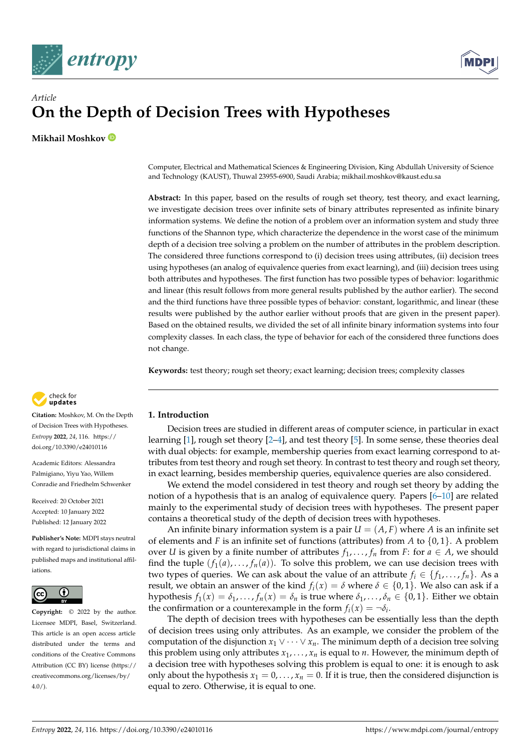*Article*

# On the Depth of Decision Trees with Hypotheses

**Mikhail Moshkov**

Computer, Electrical and Mathematical Sciences & Engineering Division, King Abdullah University of Science and Technology (KAUST), Thuwal 23955-6900, Saudi Arabia; mikhail.moshkov@kaust.edu.sa

**Abstract:** In this paper, based on the results of rough set theory, test theory, and exact learning, we investigate decision trees over infinite sets of binary attributes represented as infinite binary information systems. We define the notion of a problem over an information system and study three functions of the Shannon type, which characterize the dependence in the worst case of the minimum depth of a decision tree solving a problem on the number of attributes in the problem description. The considered three functions correspond to (i) decision trees using attributes, (ii) decision trees using hypotheses (an analog of equivalence queries from exact learning), and (iii) decision trees using both attributes and hypotheses. The first function has two possible types of behavior: logarithmic and linear (this result follows from more general results published by the author earlier). The second and the third functions have three possible types of behavior: constant, logarithmic, and linear (these results were published by the author earlier without proofs that are given in the present paper). Based on the obtained results, we divided the set of all infinite binary information systems into four complexity classes. In each class, the type of behavior for each of the considered three functions does not change.

**Keywords:** test theory; rough set theory; exact learning; decision trees; complexity classes

**Citation:** Moshkov, M. On the Depth of Decision Trees with Hypotheses. *Entropy* **2022**, *24*, 116. https://doi.org/10.3390/e24010116

Academic Editors: Alessandra Palmigiano, Yiyu Yao, Willem Conradie and Friedhelm Schwenker

Received: 20 October 2021
Accepted: 10 January 2022
Published: 12 January 2022

**Publisher's Note:** MDPI stays neutral with regard to jurisdictional claims in published maps and institutional affiliations.

**Copyright:** © 2022 by the author. Licensee MDPI, Basel, Switzerland. This article is an open access article distributed under the terms and conditions of the Creative Commons Attribution (CC BY) license (https://creativecommons.org/licenses/by/4.0/).

## 1. Introduction

Decision trees are studied in different areas of computer science, in particular in exact learning [1], rough set theory [2–4], and test theory [5]. In some sense, these theories deal with dual objects: for example, membership queries from exact learning correspond to attributes from test theory and rough set theory. In contrast to test theory and rough set theory, in exact learning, besides membership queries, equivalence queries are also considered.

We extend the model considered in test theory and rough set theory by adding the notion of a hypothesis that is an analog of equivalence query. Papers [6–10] are related mainly to the experimental study of decision trees with hypotheses. The present paper contains a theoretical study of the depth of decision trees with hypotheses.

An infinite binary information system is a pair $U = (A, F)$ where $A$ is an infinite set of elements and $F$ is an infinite set of functions (attributes) from $A$ to $\{0, 1\}$. A problem over $U$ is given by a finite number of attributes $f_1, \ldots, f_n$ from $F$: for $a \in A$, we should find the tuple $(f_1(a), \ldots, f_n(a))$. To solve this problem, we can use decision trees with two types of queries. We can ask about the value of an attribute $f_i \in \{f_1, \ldots, f_n\}$. As a result, we obtain an answer of the kind $f_i(x) = \delta$ where $\delta \in \{0, 1\}$. We also can ask if a hypothesis $f_1(x) = \delta_1, \ldots, f_n(x) = \delta_n$ is true where $\delta_1, \ldots, \delta_n \in \{0, 1\}$. Either we obtain the confirmation or a counterexample in the form $f_i(x) = \neg\delta_i$.

The depth of decision trees with hypotheses can be essentially less than the depth of decision trees using only attributes. As an example, we consider the problem of the computation of the disjunction $x_1 \vee \cdots \vee x_n$. The minimum depth of a decision tree solving this problem using only attributes $x_1, \ldots, x_n$ is equal to $n$. However, the minimum depth of a decision tree with hypotheses solving this problem is equal to one: it is enough to ask only about the hypothesis $x_1 = 0, \ldots, x_n = 0$. If it is true, then the considered disjunction is equal to zero. Otherwise, it is equal to one.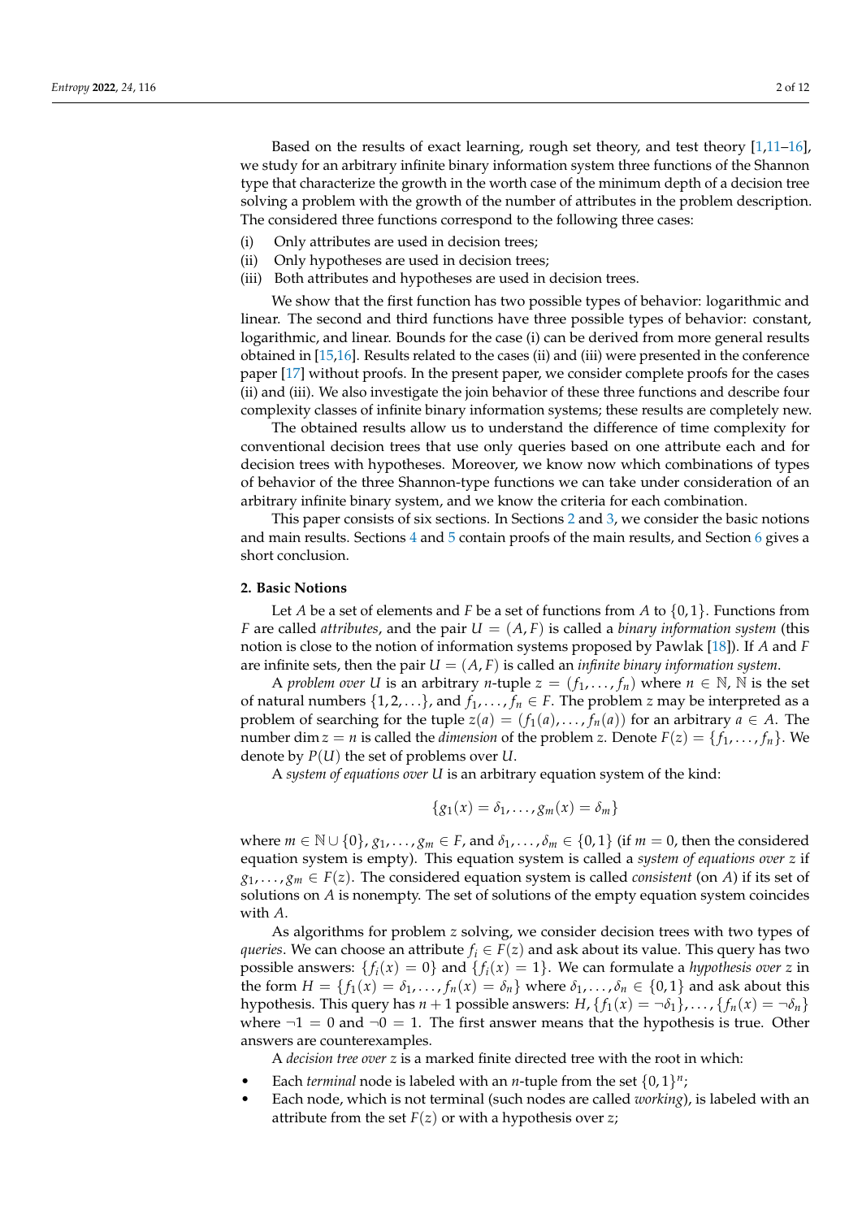Based on the results of exact learning, rough set theory, and test theory [1,11–16], we study for an arbitrary infinite binary information system three functions of the Shannon type that characterize the growth in the worth case of the minimum depth of a decision tree solving a problem with the growth of the number of attributes in the problem description. The considered three functions correspond to the following three cases:

(i) Only attributes are used in decision trees;
(ii) Only hypotheses are used in decision trees;
(iii) Both attributes and hypotheses are used in decision trees.

We show that the first function has two possible types of behavior: logarithmic and linear. The second and third functions have three possible types of behavior: constant, logarithmic, and linear. Bounds for the case (i) can be derived from more general results obtained in [15,16]. Results related to the cases (ii) and (iii) were presented in the conference paper [17] without proofs. In the present paper, we consider complete proofs for the cases (ii) and (iii). We also investigate the join behavior of these three functions and describe four complexity classes of infinite binary information systems; these results are completely new.

The obtained results allow us to understand the difference of time complexity for conventional decision trees that use only queries based on one attribute each and for decision trees with hypotheses. Moreover, we know now which combinations of types of behavior of the three Shannon-type functions we can take under consideration of an arbitrary infinite binary system, and we know the criteria for each combination.

This paper consists of six sections. In Sections 2 and 3, we consider the basic notions and main results. Sections 4 and 5 contain proofs of the main results, and Section 6 gives a short conclusion.

## 2. Basic Notions

Let $A$ be a set of elements and $F$ be a set of functions from $A$ to $\{0,1\}$. Functions from $F$ are called *attributes*, and the pair $U = (A, F)$ is called a *binary information system* (this notion is close to the notion of information systems proposed by Pawlak [18]). If $A$ and $F$ are infinite sets, then the pair $U = (A, F)$ is called an *infinite binary information system*.

A *problem over* $U$ is an arbitrary $n$-tuple $z = (f_1, \ldots, f_n)$ where $n \in \mathbb{N}$, $\mathbb{N}$ is the set of natural numbers $\{1, 2, \ldots\}$, and $f_1, \ldots, f_n \in F$. The problem $z$ may be interpreted as a problem of searching for the tuple $z(a) = (f_1(a), \ldots, f_n(a))$ for an arbitrary $a \in A$. The number $\dim z = n$ is called the *dimension* of the problem $z$. Denote $F(z) = \{f_1, \ldots, f_n\}$. We denote by $P(U)$ the set of problems over $U$.

A *system of equations over* $U$ is an arbitrary equation system of the kind:

$$\{g_1(x) = \delta_1, \ldots, g_m(x) = \delta_m\}$$

where $m \in \mathbb{N} \cup \{0\}$, $g_1, \ldots, g_m \in F$, and $\delta_1, \ldots, \delta_m \in \{0,1\}$ (if $m = 0$, then the considered equation system is empty). This equation system is called a *system of equations over* $z$ if $g_1, \ldots, g_m \in F(z)$. The considered equation system is called *consistent* (on $A$) if its set of solutions on $A$ is nonempty. The set of solutions of the empty equation system coincides with $A$.

As algorithms for problem $z$ solving, we consider decision trees with two types of *queries*. We can choose an attribute $f_i \in F(z)$ and ask about its value. This query has two possible answers: $\{f_i(x) = 0\}$ and $\{f_i(x) = 1\}$. We can formulate a *hypothesis over* $z$ in the form $H = \{f_1(x) = \delta_1, \ldots, f_n(x) = \delta_n\}$ where $\delta_1, \ldots, \delta_n \in \{0,1\}$ and ask about this hypothesis. This query has $n + 1$ possible answers: $H, \{f_1(x) = \neg\delta_1\}, \ldots, \{f_n(x) = \neg\delta_n\}$ where $\neg 1 = 0$ and $\neg 0 = 1$. The first answer means that the hypothesis is true. Other answers are counterexamples.

A *decision tree over* $z$ is a marked finite directed tree with the root in which:

- Each *terminal* node is labeled with an $n$-tuple from the set $\{0,1\}^n$;
- Each node, which is not terminal (such nodes are called *working*), is labeled with an attribute from the set $F(z)$ or with a hypothesis over $z$;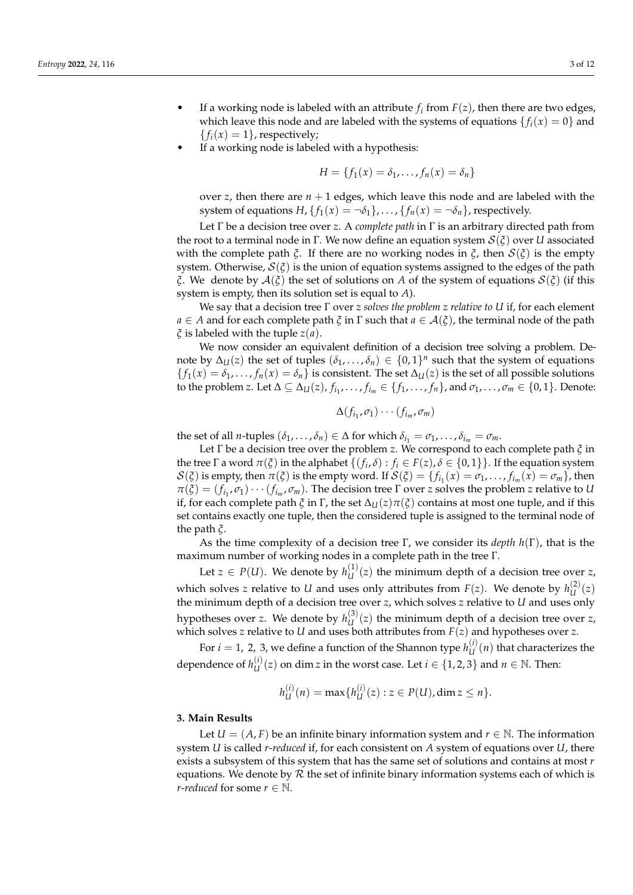- If a working node is labeled with an attribute $f_i$ from $F(z)$, then there are two edges, which leave this node and are labeled with the systems of equations $\{f_i(x) = 0\}$ and $\{f_i(x) = 1\}$, respectively;
- If a working node is labeled with a hypothesis:

$$H = \{f_1(x) = \delta_1, \ldots, f_n(x) = \delta_n\}$$

over $z$, then there are $n + 1$ edges, which leave this node and are labeled with the system of equations $H$, $\{f_1(x) = \neg\delta_1\}, \ldots, \{f_n(x) = \neg\delta_n\}$, respectively.

Let $\Gamma$ be a decision tree over $z$. A *complete path* in $\Gamma$ is an arbitrary directed path from the root to a terminal node in $\Gamma$. We now define an equation system $\mathcal{S}(\xi)$ over $U$ associated with the complete path $\xi$. If there are no working nodes in $\xi$, then $\mathcal{S}(\xi)$ is the empty system. Otherwise, $\mathcal{S}(\xi)$ is the union of equation systems assigned to the edges of the path $\xi$. We denote by $\mathcal{A}(\xi)$ the set of solutions on $A$ of the system of equations $\mathcal{S}(\xi)$ (if this system is empty, then its solution set is equal to $A$).

We say that a decision tree $\Gamma$ over $z$ *solves the problem $z$ relative to $U$* if, for each element $a \in A$ and for each complete path $\xi$ in $\Gamma$ such that $a \in \mathcal{A}(\xi)$, the terminal node of the path $\xi$ is labeled with the tuple $z(a)$.

We now consider an equivalent definition of a decision tree solving a problem. Denote by $\Delta_U(z)$ the set of tuples $(\delta_1, \ldots, \delta_n) \in \{0,1\}^n$ such that the system of equations $\{f_1(x) = \delta_1, \ldots, f_n(x) = \delta_n\}$ is consistent. The set $\Delta_U(z)$ is the set of all possible solutions to the problem $z$. Let $\Delta \subseteq \Delta_U(z)$, $f_{i_1}, \ldots, f_{i_m} \in \{f_1, \ldots, f_n\}$, and $\sigma_1, \ldots, \sigma_m \in \{0,1\}$. Denote:

$$\Delta(f_{i_1}, \sigma_1) \cdots (f_{i_m}, \sigma_m)$$

the set of all $n$-tuples $(\delta_1, \ldots, \delta_n) \in \Delta$ for which $\delta_{i_1} = \sigma_1, \ldots, \delta_{i_m} = \sigma_m$.

Let $\Gamma$ be a decision tree over the problem $z$. We correspond to each complete path $\xi$ in the tree $\Gamma$ a word $\pi(\xi)$ in the alphabet $\{(f_i, \delta) : f_i \in F(z), \delta \in \{0,1\}\}$. If the equation system $\mathcal{S}(\xi)$ is empty, then $\pi(\xi)$ is the empty word. If $\mathcal{S}(\xi) = \{f_{i_1}(x) = \sigma_1, \ldots, f_{i_m}(x) = \sigma_m\}$, then $\pi(\xi) = (f_{i_1}, \sigma_1) \cdots (f_{i_m}, \sigma_m)$. The decision tree $\Gamma$ over $z$ solves the problem $z$ relative to $U$ if, for each complete path $\xi$ in $\Gamma$, the set $\Delta_U(z)\pi(\xi)$ contains at most one tuple, and if this set contains exactly one tuple, then the considered tuple is assigned to the terminal node of the path $\xi$.

As the time complexity of a decision tree $\Gamma$, we consider its *depth* $h(\Gamma)$, that is the maximum number of working nodes in a complete path in the tree $\Gamma$.

Let $z \in P(U)$. We denote by $h_U^{(1)}(z)$ the minimum depth of a decision tree over $z$, which solves $z$ relative to $U$ and uses only attributes from $F(z)$. We denote by $h_U^{(2)}(z)$ the minimum depth of a decision tree over $z$, which solves $z$ relative to $U$ and uses only hypotheses over $z$. We denote by $h_U^{(3)}(z)$ the minimum depth of a decision tree over $z$, which solves $z$ relative to $U$ and uses both attributes from $F(z)$ and hypotheses over $z$.

For $i = 1, 2, 3$, we define a function of the Shannon type $h_U^{(i)}(n)$ that characterizes the dependence of $h_U^{(i)}(z)$ on $\dim z$ in the worst case. Let $i \in \{1,2,3\}$ and $n \in \mathbb{N}$. Then:

$$h_U^{(i)}(n) = \max\{h_U^{(i)}(z) : z \in P(U), \dim z \leq n\}.$$

## 3. Main Results

Let $U = (A, F)$ be an infinite binary information system and $r \in \mathbb{N}$. The information system $U$ is called *$r$-reduced* if, for each consistent on $A$ system of equations over $U$, there exists a subsystem of this system that has the same set of solutions and contains at most $r$ equations. We denote by $\mathcal{R}$ the set of infinite binary information systems each of which is *$r$-reduced* for some $r \in \mathbb{N}$.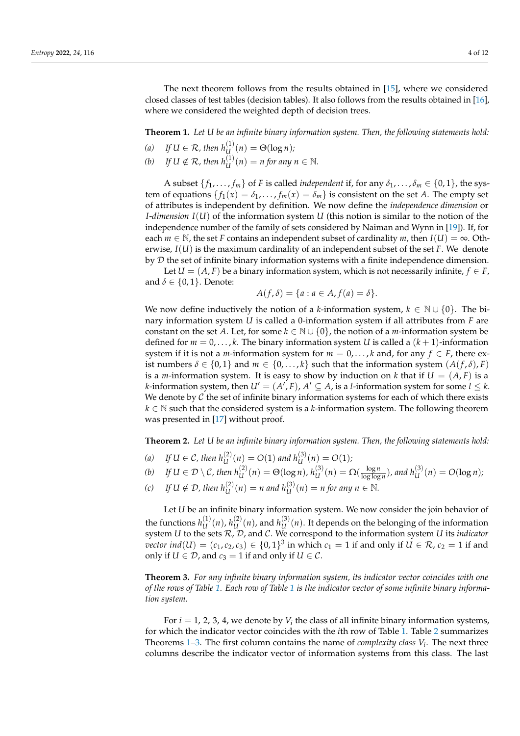The next theorem follows from the results obtained in [15], where we considered closed classes of test tables (decision tables). It also follows from the results obtained in [16], where we considered the weighted depth of decision trees.

**Theorem 1.** *Let $U$ be an infinite binary information system. Then, the following statements hold:*

*(a)* *If $U \in \mathcal{R}$, then $h_U^{(1)}(n) = \Theta(\log n)$;*

*(b)* *If $U \notin \mathcal{R}$, then $h_U^{(1)}(n) = n$ for any $n \in \mathbb{N}$.*

A subset $\{f_1, \ldots, f_m\}$ of $F$ is called *independent* if, for any $\delta_1, \ldots, \delta_m \in \{0, 1\}$, the system of equations $\{f_1(x) = \delta_1, \ldots, f_m(x) = \delta_m\}$ is consistent on the set $A$. The empty set of attributes is independent by definition. We now define the *independence dimension* or *I-dimension* $I(U)$ of the information system $U$ (this notion is similar to the notion of the independence number of the family of sets considered by Naiman and Wynn in [19]). If, for each $m \in \mathbb{N}$, the set $F$ contains an independent subset of cardinality $m$, then $I(U) = \infty$. Otherwise, $I(U)$ is the maximum cardinality of an independent subset of the set $F$. We denote by $\mathcal{D}$ the set of infinite binary information systems with a finite independence dimension.

Let $U = (A, F)$ be a binary information system, which is not necessarily infinite, $f \in F$, and $\delta \in \{0, 1\}$. Denote:

$$A(f, \delta) = \{a : a \in A, f(a) = \delta\}.$$

We now define inductively the notion of a $k$-information system, $k \in \mathbb{N} \cup \{0\}$. The binary information system $U$ is called a 0-information system if all attributes from $F$ are constant on the set $A$. Let, for some $k \in \mathbb{N} \cup \{0\}$, the notion of a $m$-information system be defined for $m = 0, \ldots, k$. The binary information system $U$ is called a $(k+1)$-information system if it is not a $m$-information system for $m = 0, \ldots, k$ and, for any $f \in F$, there exist numbers $\delta \in \{0, 1\}$ and $m \in \{0, \ldots, k\}$ such that the information system $(A(f, \delta), F)$ is a $m$-information system. It is easy to show by induction on $k$ that if $U = (A, F)$ is a $k$-information system, then $U' = (A', F)$, $A' \subseteq A$, is a $l$-information system for some $l \leq k$. We denote by $\mathcal{C}$ the set of infinite binary information systems for each of which there exists $k \in \mathbb{N}$ such that the considered system is a $k$-information system. The following theorem was presented in [17] without proof.

**Theorem 2.** *Let $U$ be an infinite binary information system. Then, the following statements hold:*

*(a)* *If $U \in \mathcal{C}$, then $h_U^{(2)}(n) = O(1)$ and $h_U^{(3)}(n) = O(1)$;*

*(b)* *If $U \in \mathcal{D} \setminus \mathcal{C}$, then $h_U^{(2)}(n) = \Theta(\log n)$, $h_U^{(3)}(n) = \Omega(\frac{\log n}{\log \log n})$, and $h_U^{(3)}(n) = O(\log n)$;*

*(c)* *If $U \notin \mathcal{D}$, then $h_U^{(2)}(n) = n$ and $h_U^{(3)}(n) = n$ for any $n \in \mathbb{N}$.*

Let $U$ be an infinite binary information system. We now consider the join behavior of the functions $h_U^{(1)}(n)$, $h_U^{(2)}(n)$, and $h_U^{(3)}(n)$. It depends on the belonging of the information system $U$ to the sets $\mathcal{R}$, $\mathcal{D}$, and $\mathcal{C}$. We correspond to the information system $U$ its *indicator vector* $ind(U) = (c_1, c_2, c_3) \in \{0, 1\}^3$ in which $c_1 = 1$ if and only if $U \in \mathcal{R}$, $c_2 = 1$ if and only if $U \in \mathcal{D}$, and $c_3 = 1$ if and only if $U \in \mathcal{C}$.

**Theorem 3.** *For any infinite binary information system, its indicator vector coincides with one of the rows of Table 1. Each row of Table 1 is the indicator vector of some infinite binary information system.*

For $i = 1, 2, 3, 4$, we denote by $V_i$ the class of all infinite binary information systems, for which the indicator vector coincides with the $i$th row of Table 1. Table 2 summarizes Theorems 1–3. The first column contains the name of *complexity class* $V_i$. The next three columns describe the indicator vector of information systems from this class. The last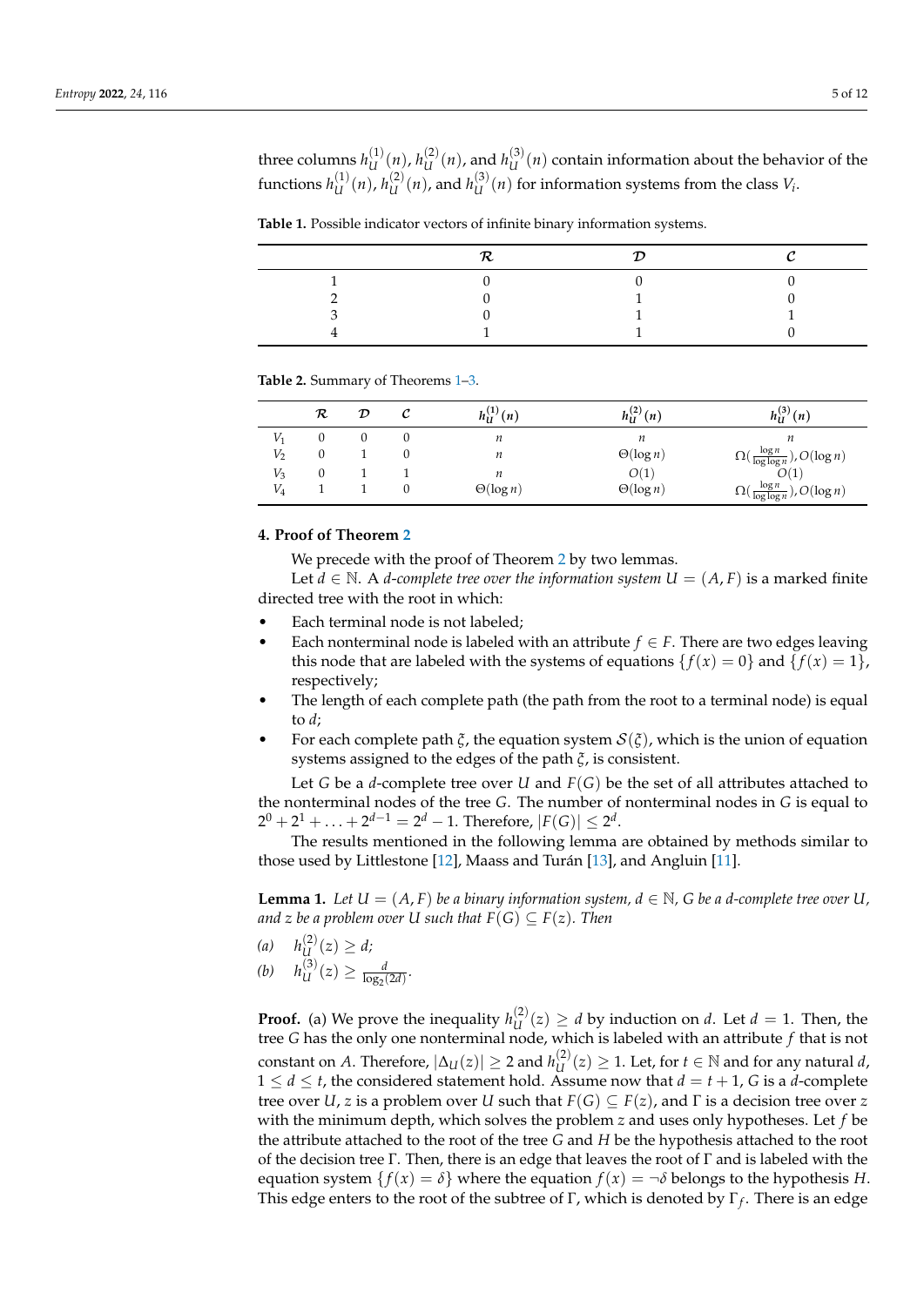three columns $h_U^{(1)}(n)$, $h_U^{(2)}(n)$, and $h_U^{(3)}(n)$ contain information about the behavior of the functions $h_U^{(1)}(n)$, $h_U^{(2)}(n)$, and $h_U^{(3)}(n)$ for information systems from the class $V_i$.

**Table 1.** Possible indicator vectors of infinite binary information systems.

| | $\mathcal{R}$ | $\mathcal{D}$ | $\mathcal{C}$ |
|---|---|---|---|
| 1 | 0 | 0 | 0 |
| 2 | 0 | 1 | 0 |
| 3 | 0 | 1 | 1 |
| 4 | 1 | 1 | 0 |

**Table 2.** Summary of Theorems 1–3.

| | $\mathcal{R}$ | $\mathcal{D}$ | $\mathcal{C}$ | $h_U^{(1)}(n)$ | $h_U^{(2)}(n)$ | $h_U^{(3)}(n)$ |
|---|---|---|---|---|---|---|
| $V_1$ | 0 | 0 | 0 | $n$ | $n$ | $n$ |
| $V_2$ | 0 | 1 | 0 | $n$ | $\Theta(\log n)$ | $\Omega(\frac{\log n}{\log \log n}), O(\log n)$ |
| $V_3$ | 0 | 1 | 1 | $n$ | $O(1)$ | $O(1)$ |
| $V_4$ | 1 | 1 | 0 | $\Theta(\log n)$ | $\Theta(\log n)$ | $\Omega(\frac{\log n}{\log \log n}), O(\log n)$ |

## 4. Proof of Theorem 2

We precede with the proof of Theorem 2 by two lemmas.

Let $d \in \mathbb{N}$. A *d-complete tree over the information system $U = (A, F)$* is a marked finite directed tree with the root in which:

- Each terminal node is not labeled;
- Each nonterminal node is labeled with an attribute $f \in F$. There are two edges leaving this node that are labeled with the systems of equations $\{f(x) = 0\}$ and $\{f(x) = 1\}$, respectively;
- The length of each complete path (the path from the root to a terminal node) is equal to $d$;
- For each complete path $\xi$, the equation system $\mathcal{S}(\xi)$, which is the union of equation systems assigned to the edges of the path $\xi$, is consistent.

Let $G$ be a $d$-complete tree over $U$ and $F(G)$ be the set of all attributes attached to the nonterminal nodes of the tree $G$. The number of nonterminal nodes in $G$ is equal to $2^0 + 2^1 + \ldots + 2^{d-1} = 2^d - 1$. Therefore, $|F(G)| \le 2^d$.

The results mentioned in the following lemma are obtained by methods similar to those used by Littlestone [12], Maass and Turán [13], and Angluin [11].

**Lemma 1.** *Let $U = (A, F)$ be a binary information system, $d \in \mathbb{N}$, $G$ be a $d$-complete tree over $U$, and $z$ be a problem over $U$ such that $F(G) \subseteq F(z)$. Then*

*(a)* $h_U^{(2)}(z) \ge d$;

*(b)* $h_U^{(3)}(z) \ge \frac{d}{\log_2(2d)}$.

**Proof.** (a) We prove the inequality $h_U^{(2)}(z) \ge d$ by induction on $d$. Let $d = 1$. Then, the tree $G$ has the only one nonterminal node, which is labeled with an attribute $f$ that is not constant on $A$. Therefore, $|\Delta_U(z)| \ge 2$ and $h_U^{(2)}(z) \ge 1$. Let, for $t \in \mathbb{N}$ and for any natural $d$, $1 \le d \le t$, the considered statement hold. Assume now that $d = t + 1$, $G$ is a $d$-complete tree over $U$, $z$ is a problem over $U$ such that $F(G) \subseteq F(z)$, and $\Gamma$ is a decision tree over $z$ with the minimum depth, which solves the problem $z$ and uses only hypotheses. Let $f$ be the attribute attached to the root of the tree $G$ and $H$ be the hypothesis attached to the root of the decision tree $\Gamma$. Then, there is an edge that leaves the root of $\Gamma$ and is labeled with the equation system $\{f(x) = \delta\}$ where the equation $f(x) = \neg\delta$ belongs to the hypothesis $H$. This edge enters to the root of the subtree of $\Gamma$, which is denoted by $\Gamma_f$. There is an edge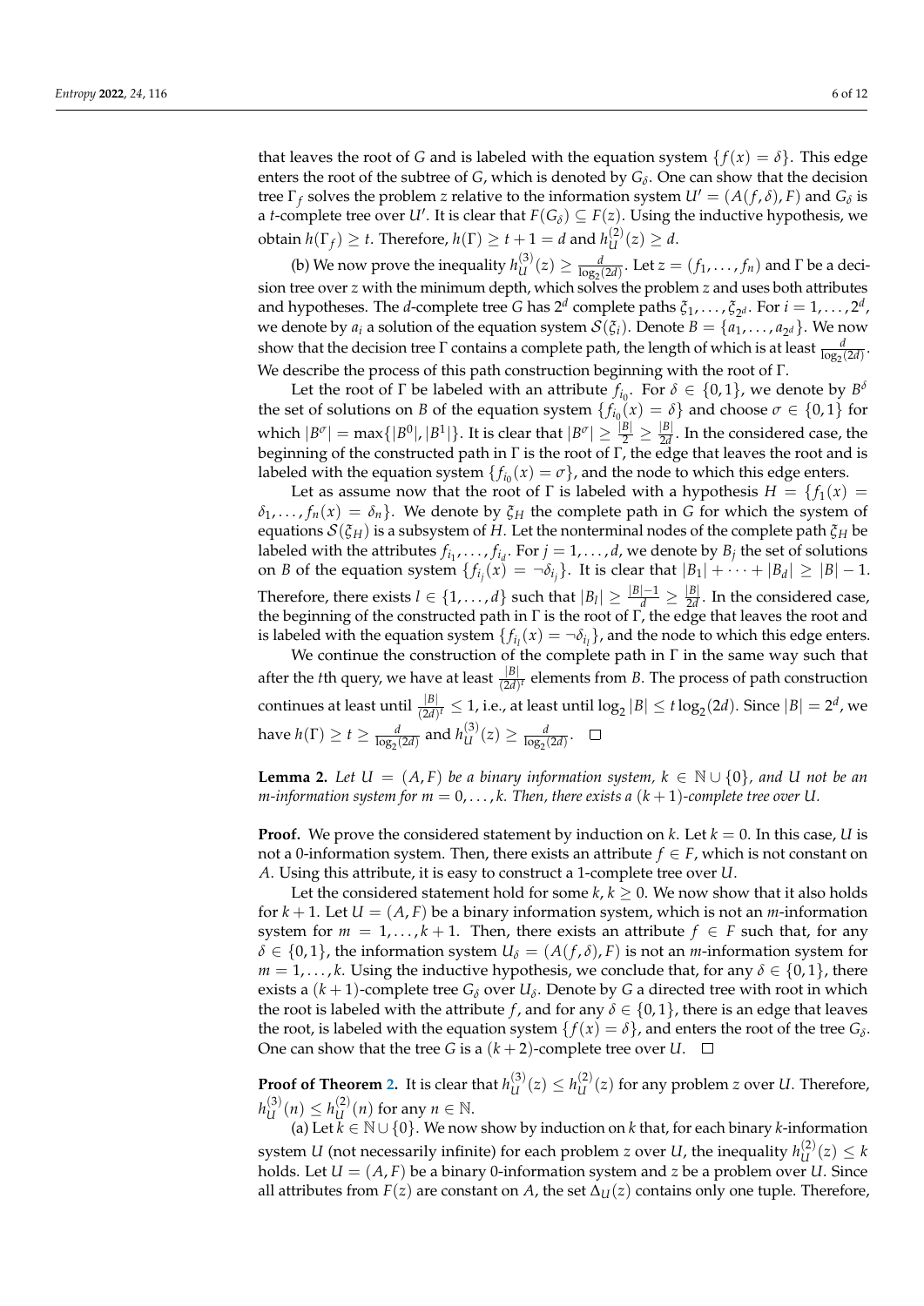that leaves the root of $G$ and is labeled with the equation system $\{f(x) = \delta\}$. This edge enters the root of the subtree of $G$, which is denoted by $G_\delta$. One can show that the decision tree $\Gamma_f$ solves the problem $z$ relative to the information system $U' = (A(f, \delta), F)$ and $G_\delta$ is a $t$-complete tree over $U'$. It is clear that $F(G_\delta) \subseteq F(z)$. Using the inductive hypothesis, we obtain $h(\Gamma_f) \geq t$. Therefore, $h(\Gamma) \geq t + 1 = d$ and $h_U^{(2)}(z) \geq d$.

(b) We now prove the inequality $h_U^{(3)}(z) \geq \frac{d}{\log_2(2d)}$. Let $z = (f_1, \ldots, f_n)$ and $\Gamma$ be a decision tree over $z$ with the minimum depth, which solves the problem $z$ and uses both attributes and hypotheses. The $d$-complete tree $G$ has $2^d$ complete paths $\xi_1, \ldots, \xi_{2^d}$. For $i = 1, \ldots, 2^d$, we denote by $a_i$ a solution of the equation system $\mathcal{S}(\xi_i)$. Denote $B = \{a_1, \ldots, a_{2^d}\}$. We now show that the decision tree $\Gamma$ contains a complete path, the length of which is at least $\frac{d}{\log_2(2d)}$. We describe the process of this path construction beginning with the root of $\Gamma$.

Let the root of $\Gamma$ be labeled with an attribute $f_{i_0}$. For $\delta \in \{0, 1\}$, we denote by $B^\delta$ the set of solutions on $B$ of the equation system $\{f_{i_0}(x) = \delta\}$ and choose $\sigma \in \{0, 1\}$ for which $|B^\sigma| = \max\{|B^0|, |B^1|\}$. It is clear that $|B^\sigma| \geq \frac{|B|}{2} \geq \frac{|B|}{2d}$. In the considered case, the beginning of the constructed path in $\Gamma$ is the root of $\Gamma$, the edge that leaves the root and is labeled with the equation system $\{f_{i_0}(x) = \sigma\}$, and the node to which this edge enters.

Let as assume now that the root of $\Gamma$ is labeled with a hypothesis $H = \{f_1(x) = \delta_1, \ldots, f_n(x) = \delta_n\}$. We denote by $\xi_H$ the complete path in $G$ for which the system of equations $\mathcal{S}(\xi_H)$ is a subsystem of $H$. Let the nonterminal nodes of the complete path $\xi_H$ be labeled with the attributes $f_{i_1}, \ldots, f_{i_d}$. For $j = 1, \ldots, d$, we denote by $B_j$ the set of solutions on $B$ of the equation system $\{f_{i_j}(x) = \neg\delta_{i_j}\}$. It is clear that $|B_1| + \cdots + |B_d| \geq |B| - 1$. Therefore, there exists $l \in \{1, \ldots, d\}$ such that $|B_l| \geq \frac{|B|-1}{d} \geq \frac{|B|}{2d}$. In the considered case, the beginning of the constructed path in $\Gamma$ is the root of $\Gamma$, the edge that leaves the root and is labeled with the equation system $\{f_{i_l}(x) = \neg\delta_{i_l}\}$, and the node to which this edge enters.

We continue the construction of the complete path in $\Gamma$ in the same way such that after the $t$th query, we have at least $\frac{|B|}{(2d)^t}$ elements from $B$. The process of path construction continues at least until $\frac{|B|}{(2d)^t} \leq 1$, i.e., at least until $\log_2|B| \leq t \log_2(2d)$. Since $|B| = 2^d$, we have $h(\Gamma) \geq t \geq \frac{d}{\log_2(2d)}$ and $h_U^{(3)}(z) \geq \frac{d}{\log_2(2d)}$. $\square$

**Lemma 2.** *Let $U = (A, F)$ be a binary information system, $k \in \mathbb{N} \cup \{0\}$, and $U$ not be an $m$-information system for $m = 0, \ldots, k$. Then, there exists a $(k+1)$-complete tree over $U$.*

**Proof.** We prove the considered statement by induction on $k$. Let $k = 0$. In this case, $U$ is not a 0-information system. Then, there exists an attribute $f \in F$, which is not constant on $A$. Using this attribute, it is easy to construct a 1-complete tree over $U$.

Let the considered statement hold for some $k$, $k \geq 0$. We now show that it also holds for $k + 1$. Let $U = (A, F)$ be a binary information system, which is not an $m$-information system for $m = 1, \ldots, k + 1$. Then, there exists an attribute $f \in F$ such that, for any $\delta \in \{0, 1\}$, the information system $U_\delta = (A(f, \delta), F)$ is not an $m$-information system for $m = 1, \ldots, k$. Using the inductive hypothesis, we conclude that, for any $\delta \in \{0, 1\}$, there exists a $(k+1)$-complete tree $G_\delta$ over $U_\delta$. Denote by $G$ a directed tree with root in which the root is labeled with the attribute $f$, and for any $\delta \in \{0, 1\}$, there is an edge that leaves the root, is labeled with the equation system $\{f(x) = \delta\}$, and enters the root of the tree $G_\delta$. One can show that the tree $G$ is a $(k+2)$-complete tree over $U$. $\square$

**Proof of Theorem 2.** It is clear that $h_U^{(3)}(z) \leq h_U^{(2)}(z)$ for any problem $z$ over $U$. Therefore, $h_U^{(3)}(n) \leq h_U^{(2)}(n)$ for any $n \in \mathbb{N}$.

(a) Let $k \in \mathbb{N} \cup \{0\}$. We now show by induction on $k$ that, for each binary $k$-information system $U$ (not necessarily infinite) for each problem $z$ over $U$, the inequality $h_U^{(2)}(z) \leq k$ holds. Let $U = (A, F)$ be a binary 0-information system and $z$ be a problem over $U$. Since all attributes from $F(z)$ are constant on $A$, the set $\Delta_U(z)$ contains only one tuple. Therefore,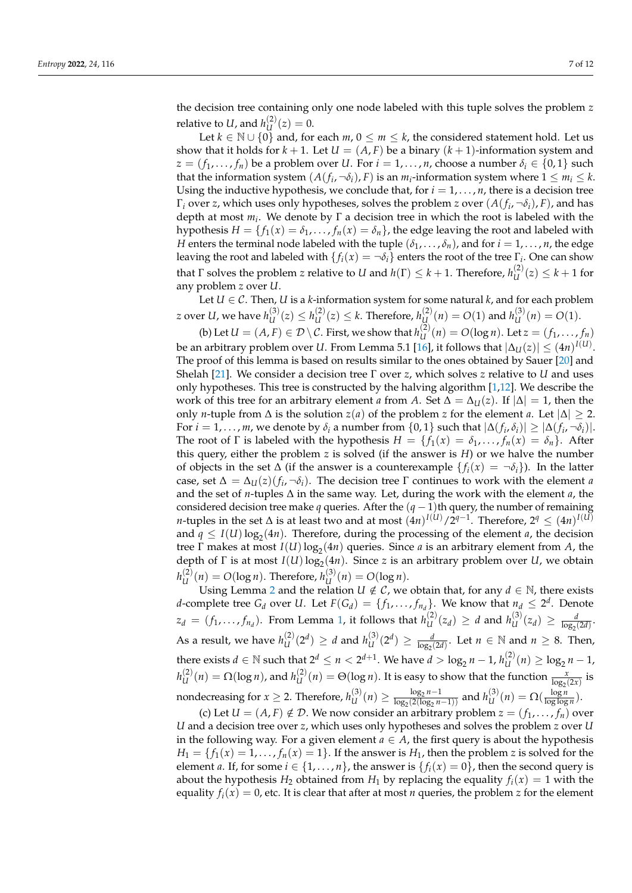the decision tree containing only one node labeled with this tuple solves the problem $z$ relative to $U$, and $h^{(2)}_U(z) = 0$.

Let $k \in \mathbb{N} \cup \{0\}$ and, for each $m$, $0 \leq m \leq k$, the considered statement hold. Let us show that it holds for $k+1$. Let $U = (A, F)$ be a binary $(k+1)$-information system and $z = (f_1, \ldots, f_n)$ be a problem over $U$. For $i = 1, \ldots, n$, choose a number $\delta_i \in \{0, 1\}$ such that the information system $(A(f_i, \neg\delta_i), F)$ is an $m_i$-information system where $1 \leq m_i \leq k$. Using the inductive hypothesis, we conclude that, for $i = 1, \ldots, n$, there is a decision tree $\Gamma_i$ over $z$, which uses only hypotheses, solves the problem $z$ over $(A(f_i, \neg\delta_i), F)$, and has depth at most $m_i$. We denote by $\Gamma$ a decision tree in which the root is labeled with the hypothesis $H = \{f_1(x) = \delta_1, \ldots, f_n(x) = \delta_n\}$, the edge leaving the root and labeled with $H$ enters the terminal node labeled with the tuple $(\delta_1, \ldots, \delta_n)$, and for $i = 1, \ldots, n$, the edge leaving the root and labeled with $\{f_i(x) = \neg\delta_i\}$ enters the root of the tree $\Gamma_i$. One can show that $\Gamma$ solves the problem $z$ relative to $U$ and $h(\Gamma) \leq k+1$. Therefore, $h^{(2)}_U(z) \leq k+1$ for any problem $z$ over $U$.

Let $U \in \mathcal{C}$. Then, $U$ is a $k$-information system for some natural $k$, and for each problem $z$ over $U$, we have $h^{(3)}_U(z) \leq h^{(2)}_U(z) \leq k$. Therefore, $h^{(2)}_U(n) = O(1)$ and $h^{(3)}_U(n) = O(1)$.

(b) Let $U = (A, F) \in \mathcal{D} \setminus \mathcal{C}$. First, we show that $h^{(2)}_U(n) = O(\log n)$. Let $z = (f_1, \ldots, f_n)$ be an arbitrary problem over $U$. From Lemma 5.1 [16], it follows that $|\Delta_U(z)| \leq (4n)^{I(U)}$. The proof of this lemma is based on results similar to the ones obtained by Sauer [20] and Shelah [21]. We consider a decision tree $\Gamma$ over $z$, which solves $z$ relative to $U$ and uses only hypotheses. This tree is constructed by the halving algorithm [1,12]. We describe the work of this tree for an arbitrary element $a$ from $A$. Set $\Delta = \Delta_U(z)$. If $|\Delta| = 1$, then the only $n$-tuple from $\Delta$ is the solution $z(a)$ of the problem $z$ for the element $a$. Let $|\Delta| \geq 2$. For $i = 1, \ldots, m$, we denote by $\delta_i$ a number from $\{0, 1\}$ such that $|\Delta(f_i, \delta_i)| \geq |\Delta(f_i, \neg\delta_i)|$. The root of $\Gamma$ is labeled with the hypothesis $H = \{f_1(x) = \delta_1, \ldots, f_n(x) = \delta_n\}$. After this query, either the problem $z$ is solved (if the answer is $H$) or we halve the number of objects in the set $\Delta$ (if the answer is a counterexample $\{f_i(x) = \neg\delta_i\}$). In the latter case, set $\Delta = \Delta_U(z)(f_i, \neg\delta_i)$. The decision tree $\Gamma$ continues to work with the element $a$ and the set of $n$-tuples $\Delta$ in the same way. Let, during the work with the element $a$, the considered decision tree make $q$ queries. After the $(q-1)$th query, the number of remaining $n$-tuples in the set $\Delta$ is at least two and at most $(4n)^{I(U)}/2^{q-1}$. Therefore, $2^q \leq (4n)^{I(U)}$ and $q \leq I(U)\log_2(4n)$. Therefore, during the processing of the element $a$, the decision tree $\Gamma$ makes at most $I(U)\log_2(4n)$ queries. Since $a$ is an arbitrary element from $A$, the depth of $\Gamma$ is at most $I(U)\log_2(4n)$. Since $z$ is an arbitrary problem over $U$, we obtain $h^{(2)}_U(n) = O(\log n)$. Therefore, $h^{(3)}_U(n) = O(\log n)$.

Using Lemma 2 and the relation $U \notin \mathcal{C}$, we obtain that, for any $d \in \mathbb{N}$, there exists $d$-complete tree $G_d$ over $U$. Let $F(G_d) = \{f_1, \ldots, f_{n_d}\}$. We know that $n_d \leq 2^d$. Denote $z_d = (f_1, \ldots, f_{n_d})$. From Lemma 1, it follows that $h^{(2)}_U(z_d) \geq d$ and $h^{(3)}_U(z_d) \geq \frac{d}{\log_2(2d)}$. As a result, we have $h^{(2)}_U(2^d) \geq d$ and $h^{(3)}_U(2^d) \geq \frac{d}{\log_2(2d)}$. Let $n \in \mathbb{N}$ and $n \geq 8$. Then, there exists $d \in \mathbb{N}$ such that $2^d \leq n < 2^{d+1}$. We have $d > \log_2 n - 1$, $h^{(2)}_U(n) \geq \log_2 n - 1$, $h^{(2)}_U(n) = \Omega(\log n)$, and $h^{(2)}_U(n) = \Theta(\log n)$. It is easy to show that the function $\frac{x}{\log_2(2x)}$ is nondecreasing for $x \geq 2$. Therefore, $h^{(3)}_U(n) \geq \frac{\log_2 n - 1}{\log_2(2(\log_2 n - 1))}$ and $h^{(3)}_U(n) = \Omega(\frac{\log n}{\log\log n})$.

(c) Let $U = (A, F) \notin \mathcal{D}$. We now consider an arbitrary problem $z = (f_1, \ldots, f_n)$ over $U$ and a decision tree over $z$, which uses only hypotheses and solves the problem $z$ over $U$ in the following way. For a given element $a \in A$, the first query is about the hypothesis $H_1 = \{f_1(x) = 1, \ldots, f_n(x) = 1\}$. If the answer is $H_1$, then the problem $z$ is solved for the element $a$. If, for some $i \in \{1, \ldots, n\}$, the answer is $\{f_i(x) = 0\}$, then the second query is about the hypothesis $H_2$ obtained from $H_1$ by replacing the equality $f_i(x) = 1$ with the equality $f_i(x) = 0$, etc. It is clear that after at most $n$ queries, the problem $z$ for the element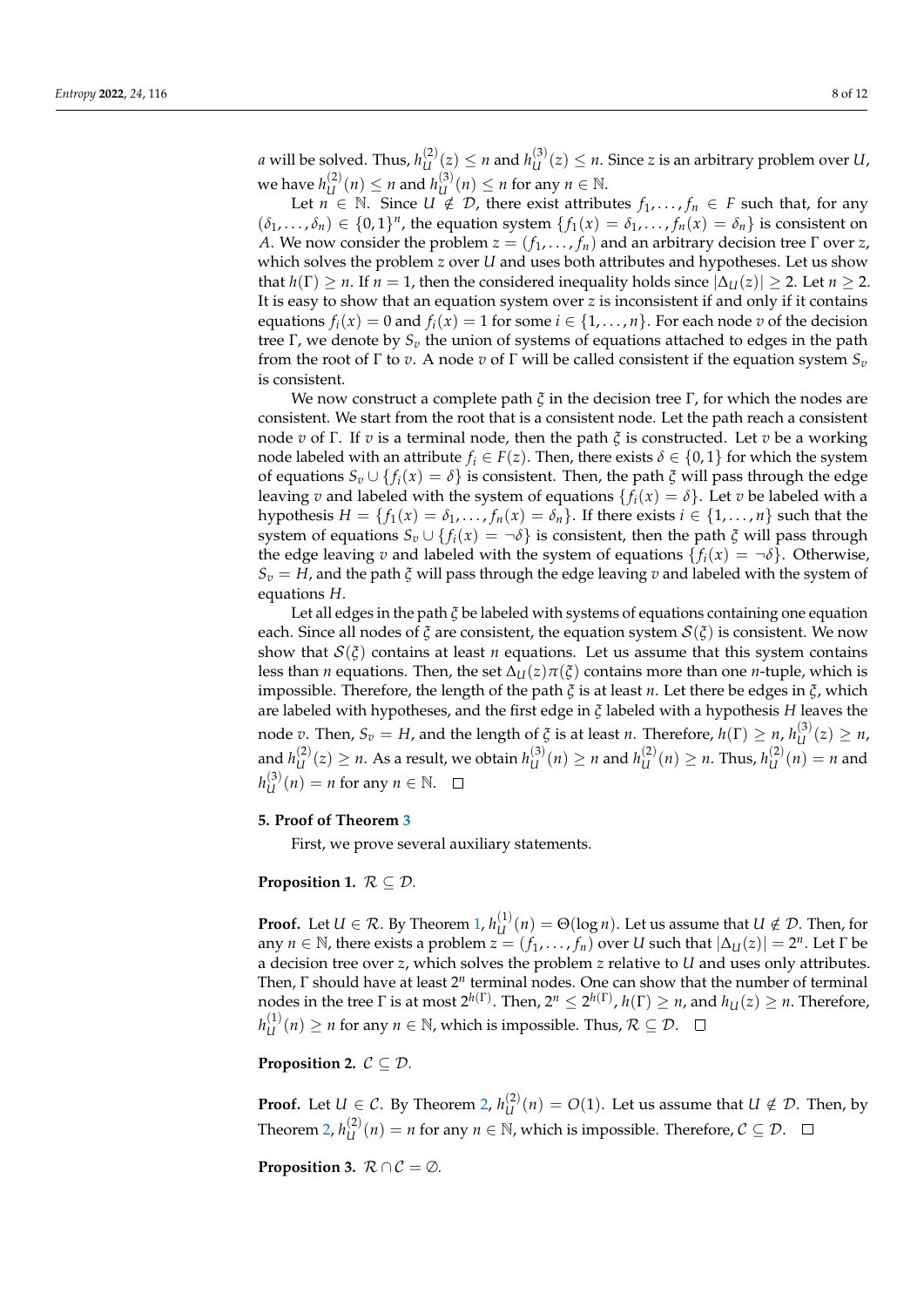$a$ will be solved. Thus, $h_U^{(2)}(z) \le n$ and $h_U^{(3)}(z) \le n$. Since $z$ is an arbitrary problem over $U$, we have $h_U^{(2)}(n) \le n$ and $h_U^{(3)}(n) \le n$ for any $n \in \mathbb{N}$.

Let $n \in \mathbb{N}$. Since $U \notin \mathcal{D}$, there exist attributes $f_1, \ldots, f_n \in F$ such that, for any $(\delta_1, \ldots, \delta_n) \in \{0,1\}^n$, the equation system $\{f_1(x) = \delta_1, \ldots, f_n(x) = \delta_n\}$ is consistent on $A$. We now consider the problem $z = (f_1, \ldots, f_n)$ and an arbitrary decision tree $\Gamma$ over $z$, which solves the problem $z$ over $U$ and uses both attributes and hypotheses. Let us show that $h(\Gamma) \ge n$. If $n = 1$, then the considered inequality holds since $|\Delta_U(z)| \ge 2$. Let $n \ge 2$. It is easy to show that an equation system over $z$ is inconsistent if and only if it contains equations $f_i(x) = 0$ and $f_i(x) = 1$ for some $i \in \{1, \ldots, n\}$. For each node $v$ of the decision tree $\Gamma$, we denote by $S_v$ the union of systems of equations attached to edges in the path from the root of $\Gamma$ to $v$. A node $v$ of $\Gamma$ will be called consistent if the equation system $S_v$ is consistent.

We now construct a complete path $\xi$ in the decision tree $\Gamma$, for which the nodes are consistent. We start from the root that is a consistent node. Let the path reach a consistent node $v$ of $\Gamma$. If $v$ is a terminal node, then the path $\xi$ is constructed. Let $v$ be a working node labeled with an attribute $f_i \in F(z)$. Then, there exists $\delta \in \{0,1\}$ for which the system of equations $S_v \cup \{f_i(x) = \delta\}$ is consistent. Then, the path $\xi$ will pass through the edge leaving $v$ and labeled with the system of equations $\{f_i(x) = \delta\}$. Let $v$ be labeled with a hypothesis $H = \{f_1(x) = \delta_1, \ldots, f_n(x) = \delta_n\}$. If there exists $i \in \{1, \ldots, n\}$ such that the system of equations $S_v \cup \{f_i(x) = \neg\delta\}$ is consistent, then the path $\xi$ will pass through the edge leaving $v$ and labeled with the system of equations $\{f_i(x) = \neg\delta\}$. Otherwise, $S_v = H$, and the path $\xi$ will pass through the edge leaving $v$ and labeled with the system of equations $H$.

Let all edges in the path $\xi$ be labeled with systems of equations containing one equation each. Since all nodes of $\xi$ are consistent, the equation system $\mathcal{S}(\xi)$ is consistent. We now show that $\mathcal{S}(\xi)$ contains at least $n$ equations. Let us assume that this system contains less than $n$ equations. Then, the set $\Delta_U(z)\pi(\xi)$ contains more than one $n$-tuple, which is impossible. Therefore, the length of the path $\xi$ is at least $n$. Let there be edges in $\xi$, which are labeled with hypotheses, and the first edge in $\xi$ labeled with a hypothesis $H$ leaves the node $v$. Then, $S_v = H$, and the length of $\xi$ is at least $n$. Therefore, $h(\Gamma) \ge n$, $h_U^{(3)}(z) \ge n$, and $h_U^{(2)}(z) \ge n$. As a result, we obtain $h_U^{(3)}(n) \ge n$ and $h_U^{(2)}(n) \ge n$. Thus, $h_U^{(2)}(n) = n$ and $h_U^{(3)}(n) = n$ for any $n \in \mathbb{N}$. $\square$

## 5. Proof of Theorem 3

First, we prove several auxiliary statements.

**Proposition 1.** $\mathcal{R} \subseteq \mathcal{D}$.

**Proof.** Let $U \in \mathcal{R}$. By Theorem 1, $h_U^{(1)}(n) = \Theta(\log n)$. Let us assume that $U \notin \mathcal{D}$. Then, for any $n \in \mathbb{N}$, there exists a problem $z = (f_1, \ldots, f_n)$ over $U$ such that $|\Delta_U(z)| = 2^n$. Let $\Gamma$ be a decision tree over $z$, which solves the problem $z$ relative to $U$ and uses only attributes. Then, $\Gamma$ should have at least $2^n$ terminal nodes. One can show that the number of terminal nodes in the tree $\Gamma$ is at most $2^{h(\Gamma)}$. Then, $2^n \le 2^{h(\Gamma)}$, $h(\Gamma) \ge n$, and $h_U(z) \ge n$. Therefore, $h_U^{(1)}(n) \ge n$ for any $n \in \mathbb{N}$, which is impossible. Thus, $\mathcal{R} \subseteq \mathcal{D}$. $\square$

**Proposition 2.** $\mathcal{C} \subseteq \mathcal{D}$.

**Proof.** Let $U \in \mathcal{C}$. By Theorem 2, $h_U^{(2)}(n) = O(1)$. Let us assume that $U \notin \mathcal{D}$. Then, by Theorem 2, $h_U^{(2)}(n) = n$ for any $n \in \mathbb{N}$, which is impossible. Therefore, $\mathcal{C} \subseteq \mathcal{D}$. $\square$

**Proposition 3.** $\mathcal{R} \cap \mathcal{C} = \emptyset$.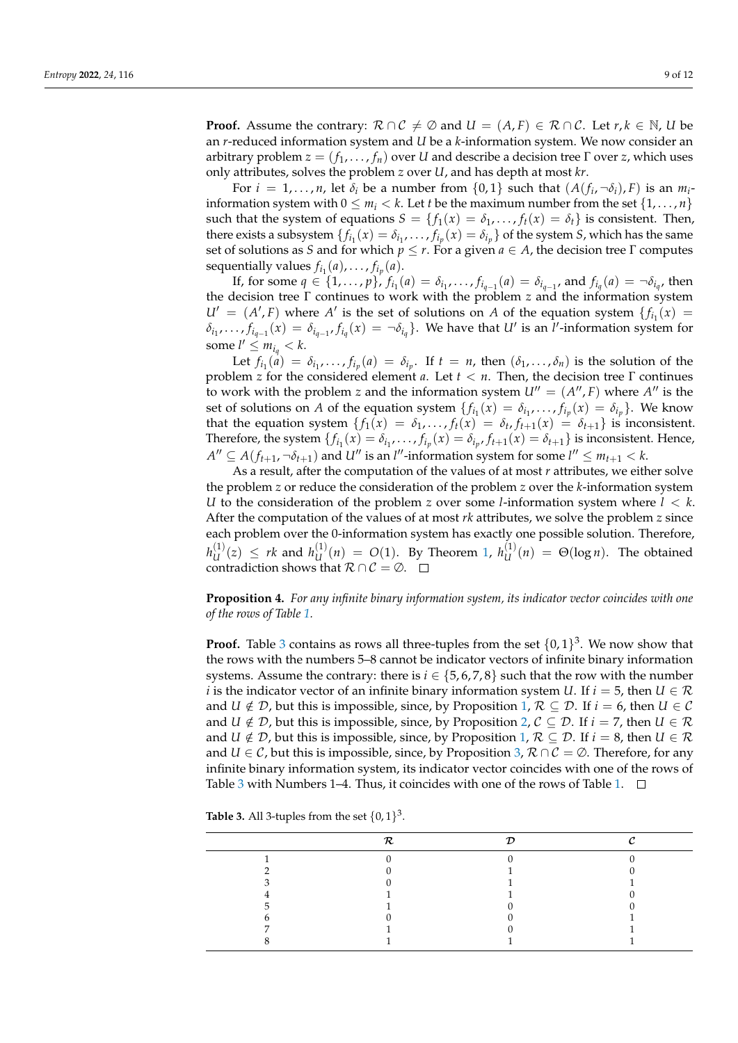**Proof.** Assume the contrary: $\mathcal{R} \cap \mathcal{C} \neq \emptyset$ and $U = (A, F) \in \mathcal{R} \cap \mathcal{C}$. Let $r, k \in \mathbb{N}$, $U$ be an $r$-reduced information system and $U$ be a $k$-information system. We now consider an arbitrary problem $z = (f_1, \ldots, f_n)$ over $U$ and describe a decision tree $\Gamma$ over $z$, which uses only attributes, solves the problem $z$ over $U$, and has depth at most $kr$.

For $i = 1, \ldots, n$, let $\delta_i$ be a number from $\{0, 1\}$ such that $(A(f_i, \neg\delta_i), F)$ is an $m_i$-information system with $0 \leq m_i < k$. Let $t$ be the maximum number from the set $\{1, \ldots, n\}$ such that the system of equations $S = \{f_1(x) = \delta_1, \ldots, f_t(x) = \delta_t\}$ is consistent. Then, there exists a subsystem $\{f_{i_1}(x) = \delta_{i_1}, \ldots, f_{i_p}(x) = \delta_{i_p}\}$ of the system $S$, which has the same set of solutions as $S$ and for which $p \leq r$. For a given $a \in A$, the decision tree $\Gamma$ computes sequentially values $f_{i_1}(a), \ldots, f_{i_p}(a)$.

If, for some $q \in \{1, \ldots, p\}$, $f_{i_1}(a) = \delta_{i_1}, \ldots, f_{i_{q-1}}(a) = \delta_{i_{q-1}}$, and $f_{i_q}(a) = \neg\delta_{i_q}$, then the decision tree $\Gamma$ continues to work with the problem $z$ and the information system $U' = (A', F)$ where $A'$ is the set of solutions on $A$ of the equation system $\{f_{i_1}(x) = \delta_{i_1}, \ldots, f_{i_{q-1}}(x) = \delta_{i_{q-1}}, f_{i_q}(x) = \neg\delta_{i_q}\}$. We have that $U'$ is an $l'$-information system for some $l' \leq m_{i_q} < k$.

Let $f_{i_1}(a) = \delta_{i_1}, \ldots, f_{i_p}(a) = \delta_{i_p}$. If $t = n$, then $(\delta_1, \ldots, \delta_n)$ is the solution of the problem $z$ for the considered element $a$. Let $t < n$. Then, the decision tree $\Gamma$ continues to work with the problem $z$ and the information system $U'' = (A'', F)$ where $A''$ is the set of solutions on $A$ of the equation system $\{f_{i_1}(x) = \delta_{i_1}, \ldots, f_{i_p}(x) = \delta_{i_p}\}$. We know that the equation system $\{f_1(x) = \delta_1, \ldots, f_t(x) = \delta_t, f_{t+1}(x) = \delta_{t+1}\}$ is inconsistent. Therefore, the system $\{f_{i_1}(x) = \delta_{i_1}, \ldots, f_{i_p}(x) = \delta_{i_p}, f_{t+1}(x) = \delta_{t+1}\}$ is inconsistent. Hence, $A'' \subseteq A(f_{t+1}, \neg\delta_{t+1})$ and $U''$ is an $l''$-information system for some $l'' \leq m_{t+1} < k$.

As a result, after the computation of the values of at most $r$ attributes, we either solve the problem $z$ or reduce the consideration of the problem $z$ over the $k$-information system $U$ to the consideration of the problem $z$ over some $l$-information system where $l < k$. After the computation of the values of at most $rk$ attributes, we solve the problem $z$ since each problem over the 0-information system has exactly one possible solution. Therefore, $h_U^{(1)}(z) \leq rk$ and $h_U^{(1)}(n) = O(1)$. By Theorem 1, $h_U^{(1)}(n) = \Theta(\log n)$. The obtained contradiction shows that $\mathcal{R} \cap \mathcal{C} = \emptyset$. □

**Proposition 4.** *For any infinite binary information system, its indicator vector coincides with one of the rows of Table 1.*

**Proof.** Table 3 contains as rows all three-tuples from the set $\{0, 1\}^3$. We now show that the rows with the numbers 5–8 cannot be indicator vectors of infinite binary information systems. Assume the contrary: there is $i \in \{5, 6, 7, 8\}$ such that the row with the number $i$ is the indicator vector of an infinite binary information system $U$. If $i = 5$, then $U \in \mathcal{R}$ and $U \notin \mathcal{D}$, but this is impossible, since, by Proposition 1, $\mathcal{R} \subseteq \mathcal{D}$. If $i = 6$, then $U \in \mathcal{C}$ and $U \notin \mathcal{D}$, but this is impossible, since, by Proposition 2, $\mathcal{C} \subseteq \mathcal{D}$. If $i = 7$, then $U \in \mathcal{R}$ and $U \notin \mathcal{D}$, but this is impossible, since, by Proposition 1, $\mathcal{R} \subseteq \mathcal{D}$. If $i = 8$, then $U \in \mathcal{R}$ and $U \in \mathcal{C}$, but this is impossible, since, by Proposition 3, $\mathcal{R} \cap \mathcal{C} = \emptyset$. Therefore, for any infinite binary information system, its indicator vector coincides with one of the rows of Table 3 with Numbers 1–4. Thus, it coincides with one of the rows of Table 1. □

**Table 3.** All 3-tuples from the set $\{0, 1\}^3$.

| | $\mathcal{R}$ | $\mathcal{D}$ | $\mathcal{C}$ |
|---|---|---|---|
| 1 | 0 | 0 | 0 |
| 2 | 0 | 1 | 0 |
| 3 | 0 | 1 | 1 |
| 4 | 1 | 1 | 0 |
| 5 | 1 | 0 | 0 |
| 6 | 0 | 0 | 1 |
| 7 | 1 | 0 | 1 |
| 8 | 1 | 1 | 1 |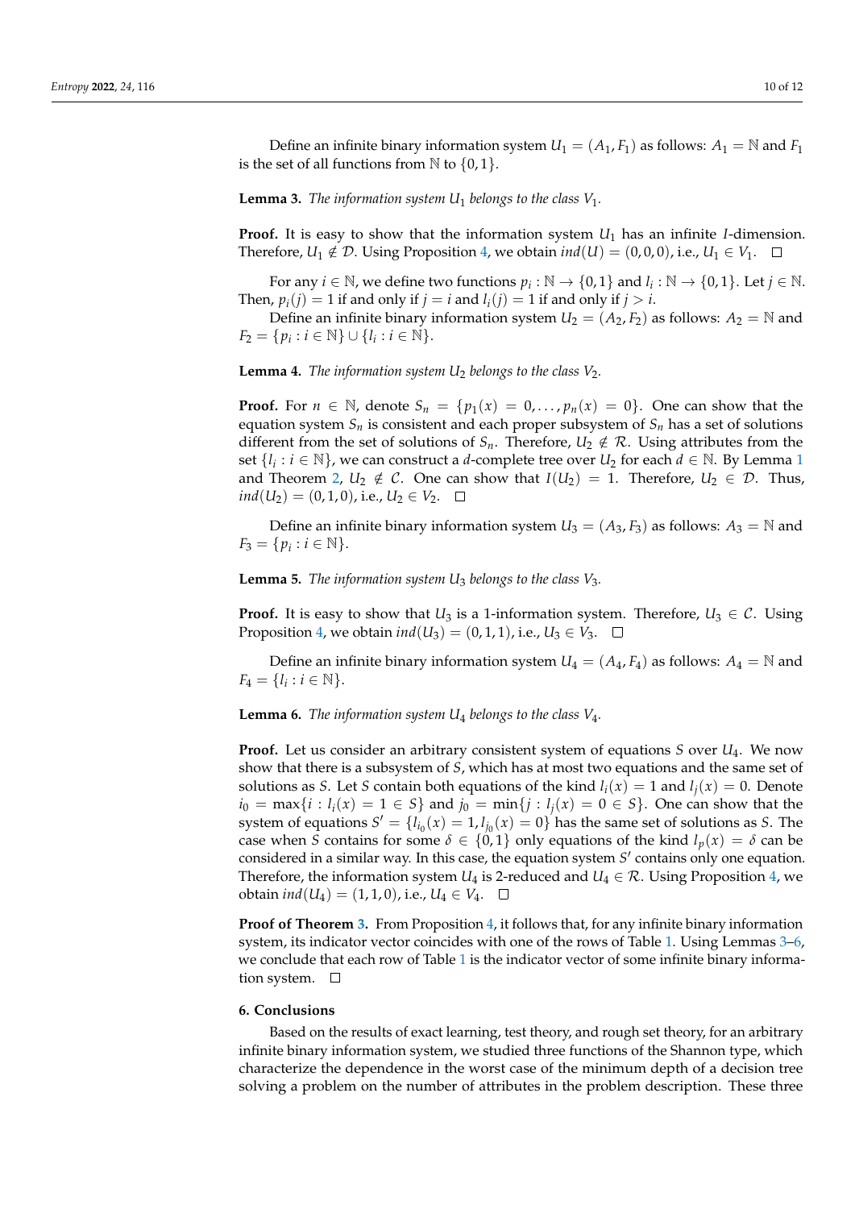Define an infinite binary information system $U_1 = (A_1, F_1)$ as follows: $A_1 = \mathbb{N}$ and $F_1$ is the set of all functions from $\mathbb{N}$ to $\{0, 1\}$.

**Lemma 3.** *The information system $U_1$ belongs to the class $V_1$.*

**Proof.** It is easy to show that the information system $U_1$ has an infinite $I$-dimension. Therefore, $U_1 \notin \mathcal{D}$. Using Proposition 4, we obtain $ind(U) = (0, 0, 0)$, i.e., $U_1 \in V_1$. □

For any $i \in \mathbb{N}$, we define two functions $p_i : \mathbb{N} \to \{0, 1\}$ and $l_i : \mathbb{N} \to \{0, 1\}$. Let $j \in \mathbb{N}$. Then, $p_i(j) = 1$ if and only if $j = i$ and $l_i(j) = 1$ if and only if $j > i$.

Define an infinite binary information system $U_2 = (A_2, F_2)$ as follows: $A_2 = \mathbb{N}$ and $F_2 = \{p_i : i \in \mathbb{N}\} \cup \{l_i : i \in \mathbb{N}\}$.

**Lemma 4.** *The information system $U_2$ belongs to the class $V_2$.*

**Proof.** For $n \in \mathbb{N}$, denote $S_n = \{p_1(x) = 0, \ldots, p_n(x) = 0\}$. One can show that the equation system $S_n$ is consistent and each proper subsystem of $S_n$ has a set of solutions different from the set of solutions of $S_n$. Therefore, $U_2 \notin \mathcal{R}$. Using attributes from the set $\{l_i : i \in \mathbb{N}\}$, we can construct a $d$-complete tree over $U_2$ for each $d \in \mathbb{N}$. By Lemma 1 and Theorem 2, $U_2 \notin \mathcal{C}$. One can show that $I(U_2) = 1$. Therefore, $U_2 \in \mathcal{D}$. Thus, $ind(U_2) = (0, 1, 0)$, i.e., $U_2 \in V_2$. □

Define an infinite binary information system $U_3 = (A_3, F_3)$ as follows: $A_3 = \mathbb{N}$ and $F_3 = \{p_i : i \in \mathbb{N}\}$.

**Lemma 5.** *The information system $U_3$ belongs to the class $V_3$.*

**Proof.** It is easy to show that $U_3$ is a 1-information system. Therefore, $U_3 \in \mathcal{C}$. Using Proposition 4, we obtain $ind(U_3) = (0, 1, 1)$, i.e., $U_3 \in V_3$. □

Define an infinite binary information system $U_4 = (A_4, F_4)$ as follows: $A_4 = \mathbb{N}$ and $F_4 = \{l_i : i \in \mathbb{N}\}$.

**Lemma 6.** *The information system $U_4$ belongs to the class $V_4$.*

**Proof.** Let us consider an arbitrary consistent system of equations $S$ over $U_4$. We now show that there is a subsystem of $S$, which has at most two equations and the same set of solutions as $S$. Let $S$ contain both equations of the kind $l_i(x) = 1$ and $l_j(x) = 0$. Denote $i_0 = \max\{i : l_i(x) = 1 \in S\}$ and $j_0 = \min\{j : l_j(x) = 0 \in S\}$. One can show that the system of equations $S' = \{l_{i_0}(x) = 1, l_{j_0}(x) = 0\}$ has the same set of solutions as $S$. The case when $S$ contains for some $\delta \in \{0, 1\}$ only equations of the kind $l_p(x) = \delta$ can be considered in a similar way. In this case, the equation system $S'$ contains only one equation. Therefore, the information system $U_4$ is 2-reduced and $U_4 \in \mathcal{R}$. Using Proposition 4, we obtain $ind(U_4) = (1, 1, 0)$, i.e., $U_4 \in V_4$. □

**Proof of Theorem 3.** From Proposition 4, it follows that, for any infinite binary information system, its indicator vector coincides with one of the rows of Table 1. Using Lemmas 3–6, we conclude that each row of Table 1 is the indicator vector of some infinite binary information system. □

## 6. Conclusions

Based on the results of exact learning, test theory, and rough set theory, for an arbitrary infinite binary information system, we studied three functions of the Shannon type, which characterize the dependence in the worst case of the minimum depth of a decision tree solving a problem on the number of attributes in the problem description. These three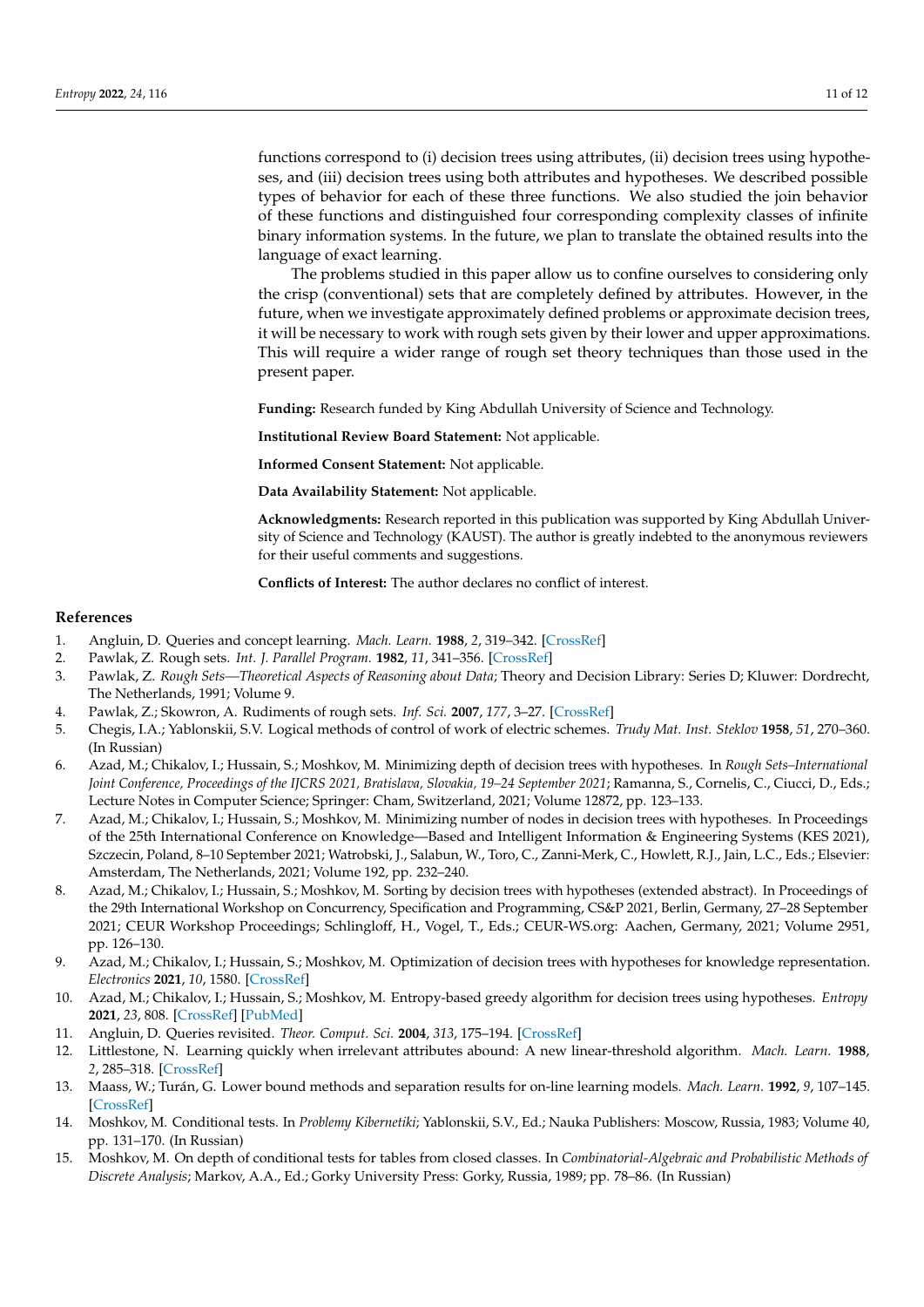functions correspond to (i) decision trees using attributes, (ii) decision trees using hypotheses, and (iii) decision trees using both attributes and hypotheses. We described possible types of behavior for each of these three functions. We also studied the join behavior of these functions and distinguished four corresponding complexity classes of infinite binary information systems. In the future, we plan to translate the obtained results into the language of exact learning.

The problems studied in this paper allow us to confine ourselves to considering only the crisp (conventional) sets that are completely defined by attributes. However, in the future, when we investigate approximately defined problems or approximate decision trees, it will be necessary to work with rough sets given by their lower and upper approximations. This will require a wider range of rough set theory techniques than those used in the present paper.

**Funding:** Research funded by King Abdullah University of Science and Technology.

**Institutional Review Board Statement:** Not applicable.

**Informed Consent Statement:** Not applicable.

**Data Availability Statement:** Not applicable.

**Acknowledgments:** Research reported in this publication was supported by King Abdullah University of Science and Technology (KAUST). The author is greatly indebted to the anonymous reviewers for their useful comments and suggestions.

**Conflicts of Interest:** The author declares no conflict of interest.

## References

1. Angluin, D. Queries and concept learning. *Mach. Learn.* **1988**, *2*, 319–342. [CrossRef]
2. Pawlak, Z. Rough sets. *Int. J. Parallel Program.* **1982**, *11*, 341–356. [CrossRef]
3. Pawlak, Z. *Rough Sets—Theoretical Aspects of Reasoning about Data*; Theory and Decision Library: Series D; Kluwer: Dordrecht, The Netherlands, 1991; Volume 9.
4. Pawlak, Z.; Skowron, A. Rudiments of rough sets. *Inf. Sci.* **2007**, *177*, 3–27. [CrossRef]
5. Chegis, I.A.; Yablonskii, S.V. Logical methods of control of work of electric schemes. *Trudy Mat. Inst. Steklov* **1958**, *51*, 270–360. (In Russian)
6. Azad, M.; Chikalov, I.; Hussain, S.; Moshkov, M. Minimizing depth of decision trees with hypotheses. In *Rough Sets–International Joint Conference, Proceedings of the IJCRS 2021, Bratislava, Slovakia, 19–24 September 2021*; Ramanna, S., Cornelis, C., Ciucci, D., Eds.; Lecture Notes in Computer Science; Springer: Cham, Switzerland, 2021; Volume 12872, pp. 123–133.
7. Azad, M.; Chikalov, I.; Hussain, S.; Moshkov, M. Minimizing number of nodes in decision trees with hypotheses. In Proceedings of the 25th International Conference on Knowledge—Based and Intelligent Information & Engineering Systems (KES 2021), Szczecin, Poland, 8–10 September 2021; Watrobski, J., Salabun, W., Toro, C., Zanni-Merk, C., Howlett, R.J., Jain, L.C., Eds.; Elsevier: Amsterdam, The Netherlands, 2021; Volume 192, pp. 232–240.
8. Azad, M.; Chikalov, I.; Hussain, S.; Moshkov, M. Sorting by decision trees with hypotheses (extended abstract). In Proceedings of the 29th International Workshop on Concurrency, Specification and Programming, CS&P 2021, Berlin, Germany, 27–28 September 2021; CEUR Workshop Proceedings; Schlingloff, H., Vogel, T., Eds.; CEUR-WS.org: Aachen, Germany, 2021; Volume 2951, pp. 126–130.
9. Azad, M.; Chikalov, I.; Hussain, S.; Moshkov, M. Optimization of decision trees with hypotheses for knowledge representation. *Electronics* **2021**, *10*, 1580. [CrossRef]
10. Azad, M.; Chikalov, I.; Hussain, S.; Moshkov, M. Entropy-based greedy algorithm for decision trees using hypotheses. *Entropy* **2021**, *23*, 808. [CrossRef] [PubMed]
11. Angluin, D. Queries revisited. *Theor. Comput. Sci.* **2004**, *313*, 175–194. [CrossRef]
12. Littlestone, N. Learning quickly when irrelevant attributes abound: A new linear-threshold algorithm. *Mach. Learn.* **1988**, *2*, 285–318. [CrossRef]
13. Maass, W.; Turán, G. Lower bound methods and separation results for on-line learning models. *Mach. Learn.* **1992**, *9*, 107–145. [CrossRef]
14. Moshkov, M. Conditional tests. In *Problemy Kibernetiki*; Yablonskii, S.V., Ed.; Nauka Publishers: Moscow, Russia, 1983; Volume 40, pp. 131–170. (In Russian)
15. Moshkov, M. On depth of conditional tests for tables from closed classes. In *Combinatorial-Algebraic and Probabilistic Methods of Discrete Analysis*; Markov, A.A., Ed.; Gorky University Press: Gorky, Russia, 1989; pp. 78–86. (In Russian)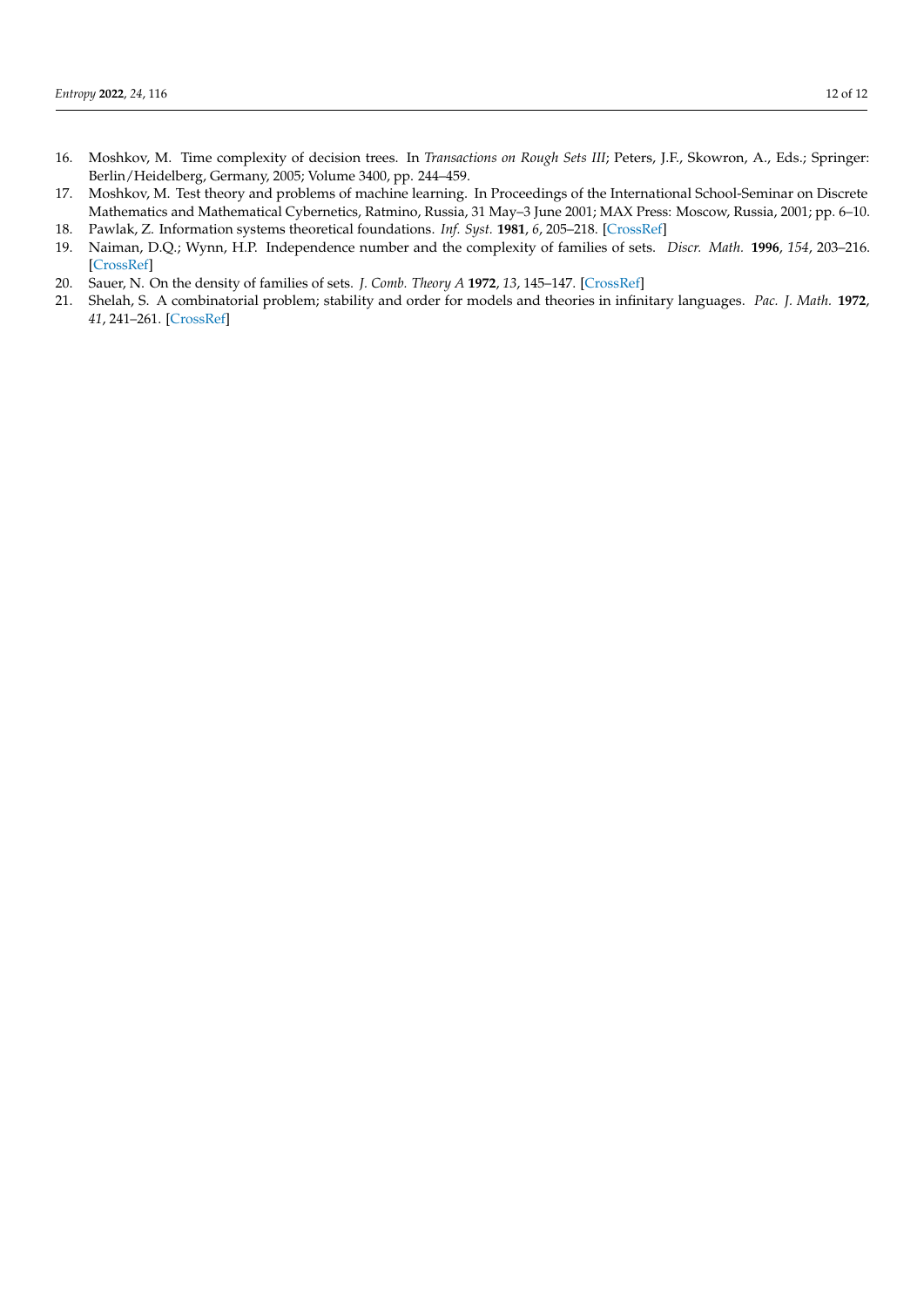16. Moshkov, M. Time complexity of decision trees. In *Transactions on Rough Sets III*; Peters, J.F., Skowron, A., Eds.; Springer: Berlin/Heidelberg, Germany, 2005; Volume 3400, pp. 244–459.
17. Moshkov, M. Test theory and problems of machine learning. In Proceedings of the International School-Seminar on Discrete Mathematics and Mathematical Cybernetics, Ratmino, Russia, 31 May–3 June 2001; MAX Press: Moscow, Russia, 2001; pp. 6–10.
18. Pawlak, Z. Information systems theoretical foundations. *Inf. Syst.* **1981**, *6*, 205–218. [CrossRef]
19. Naiman, D.Q.; Wynn, H.P. Independence number and the complexity of families of sets. *Discr. Math.* **1996**, *154*, 203–216. [CrossRef]
20. Sauer, N. On the density of families of sets. *J. Comb. Theory A* **1972**, *13*, 145–147. [CrossRef]
21. Shelah, S. A combinatorial problem; stability and order for models and theories in infinitary languages. *Pac. J. Math.* **1972**, *41*, 241–261. [CrossRef]